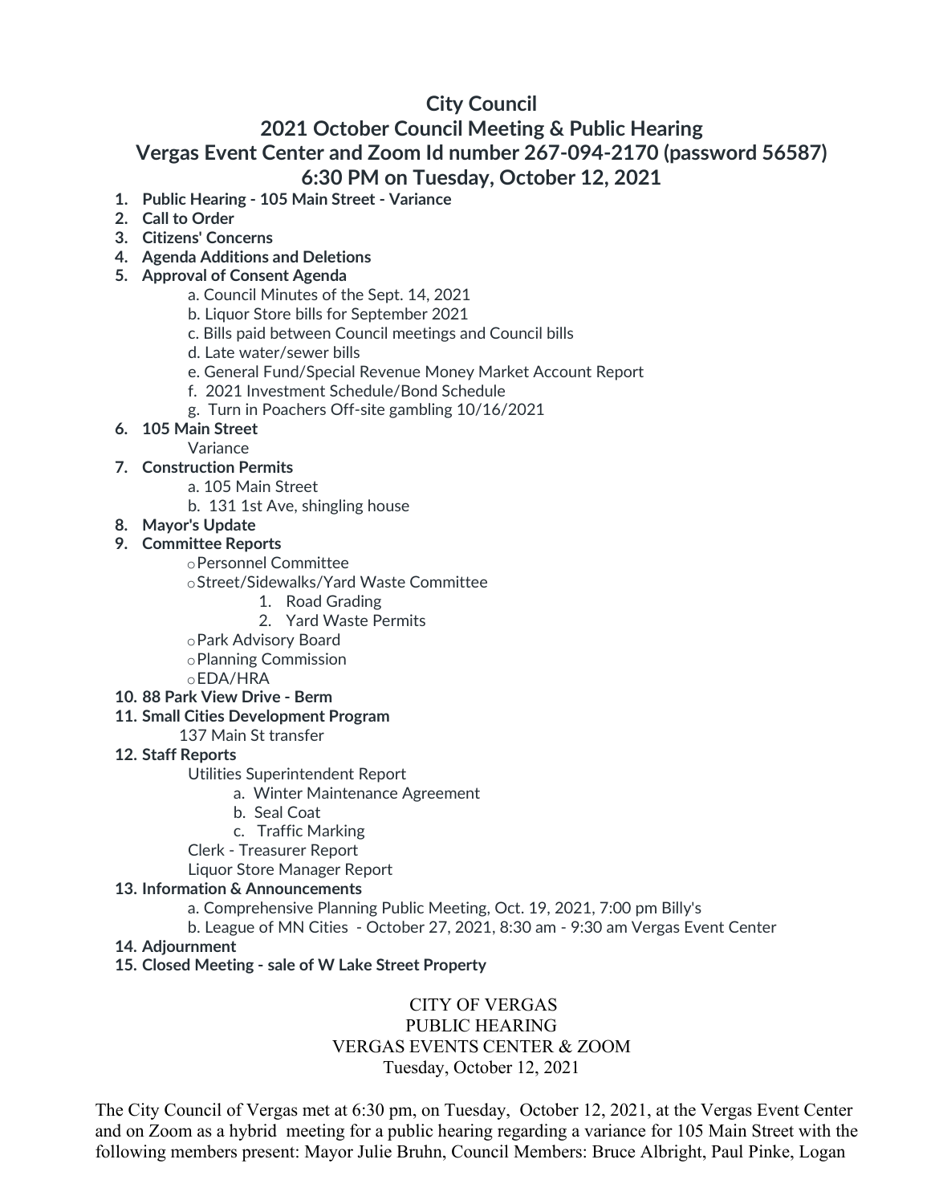# City Council

## 2021 October Council Meeting & Public Hearing

## Vergas Event Center and Zoom Id number 267-094-2170 (password 56587)

## 6:30 PM on Tuesday, October 12, 2021

1. **Public Hearing - 105 Main Street - Variance**
2. **Call to Order**
3. **Citizens' Concerns**
4. **Agenda Additions and Deletions**
5. **Approval of Consent Agenda**
    - a. Council Minutes of the Sept. 14, 2021
    - b. Liquor Store bills for September 2021
    - c. Bills paid between Council meetings and Council bills
    - d. Late water/sewer bills
    - e. General Fund/Special Revenue Money Market Account Report
    - f. 2021 Investment Schedule/Bond Schedule
    - g. Turn in Poachers Off-site gambling 10/16/2021
6. **105 Main Street**
    - Variance
7. **Construction Permits**
    - a. 105 Main Street
    - b. 131 1st Ave, shingling house
8. **Mayor's Update**
9. **Committee Reports**
    - Personnel Committee
    - Street/Sidewalks/Yard Waste Committee
        1. Road Grading
        2. Yard Waste Permits
    - Park Advisory Board
    - Planning Commission
    - EDA/HRA
10. **88 Park View Drive - Berm**
11. **Small Cities Development Program**
    - 137 Main St transfer
12. **Staff Reports**
    - Utilities Superintendent Report
        - a. Winter Maintenance Agreement
        - b. Seal Coat
        - c. Traffic Marking
    - Clerk - Treasurer Report
    - Liquor Store Manager Report
13. **Information & Announcements**
    - a. Comprehensive Planning Public Meeting, Oct. 19, 2021, 7:00 pm Billy's
    - b. League of MN Cities - October 27, 2021, 8:30 am - 9:30 am Vergas Event Center
14. **Adjournment**
15. **Closed Meeting - sale of W Lake Street Property**

CITY OF VERGAS
PUBLIC HEARING
VERGAS EVENTS CENTER & ZOOM
Tuesday, October 12, 2021

The City Council of Vergas met at 6:30 pm, on Tuesday, October 12, 2021, at the Vergas Event Center and on Zoom as a hybrid meeting for a public hearing regarding a variance for 105 Main Street with the following members present: Mayor Julie Bruhn, Council Members: Bruce Albright, Paul Pinke, Logan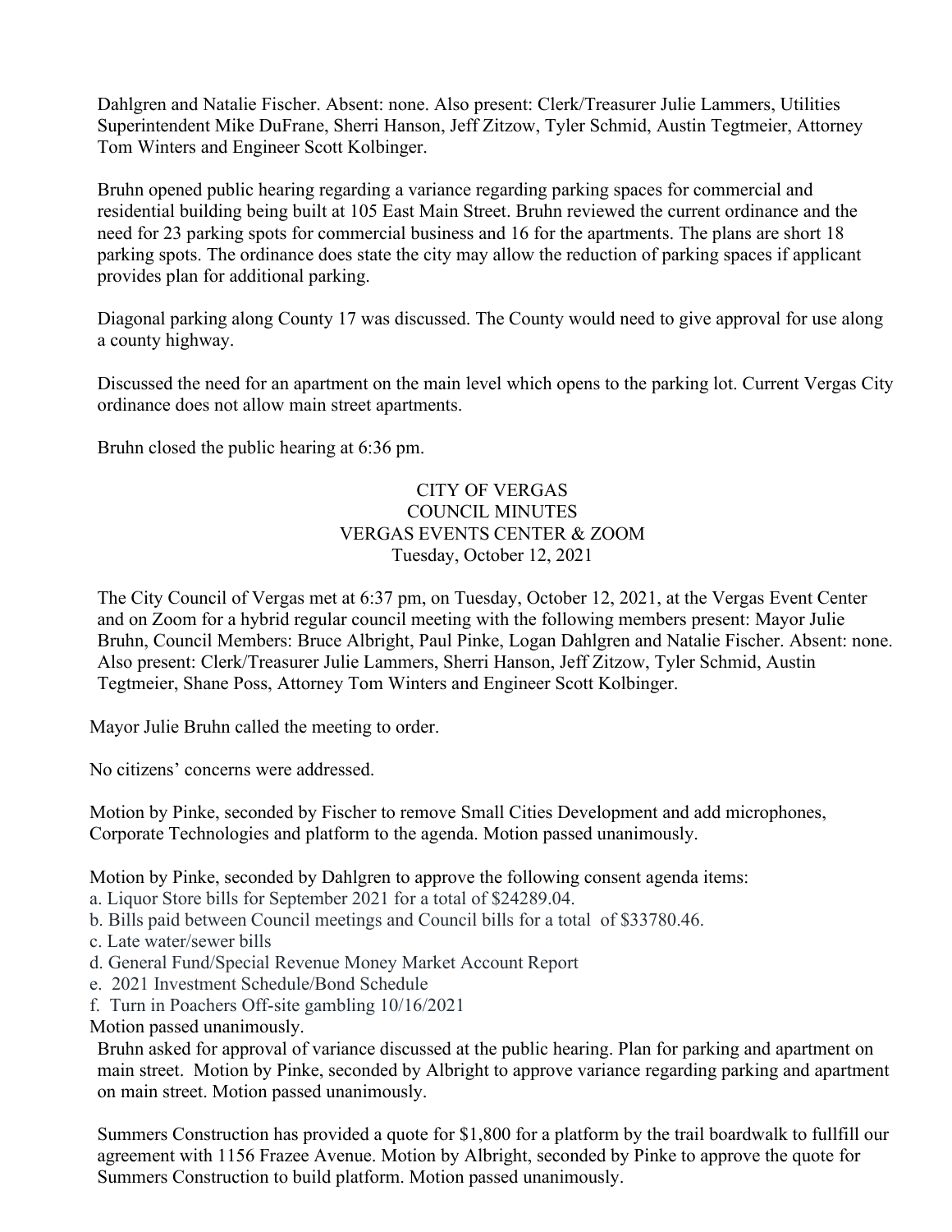Dahlgren and Natalie Fischer. Absent: none. Also present: Clerk/Treasurer Julie Lammers, Utilities Superintendent Mike DuFrane, Sherri Hanson, Jeff Zitzow, Tyler Schmid, Austin Tegtmeier, Attorney Tom Winters and Engineer Scott Kolbinger.

Bruhn opened public hearing regarding a variance regarding parking spaces for commercial and residential building being built at 105 East Main Street. Bruhn reviewed the current ordinance and the need for 23 parking spots for commercial business and 16 for the apartments. The plans are short 18 parking spots. The ordinance does state the city may allow the reduction of parking spaces if applicant provides plan for additional parking.

Diagonal parking along County 17 was discussed. The County would need to give approval for use along a county highway.

Discussed the need for an apartment on the main level which opens to the parking lot. Current Vergas City ordinance does not allow main street apartments.

Bruhn closed the public hearing at 6:36 pm.

## CITY OF VERGAS
## COUNCIL MINUTES
## VERGAS EVENTS CENTER & ZOOM
## Tuesday, October 12, 2021

The City Council of Vergas met at 6:37 pm, on Tuesday, October 12, 2021, at the Vergas Event Center and on Zoom for a hybrid regular council meeting with the following members present: Mayor Julie Bruhn, Council Members: Bruce Albright, Paul Pinke, Logan Dahlgren and Natalie Fischer. Absent: none. Also present: Clerk/Treasurer Julie Lammers, Sherri Hanson, Jeff Zitzow, Tyler Schmid, Austin Tegtmeier, Shane Poss, Attorney Tom Winters and Engineer Scott Kolbinger.

Mayor Julie Bruhn called the meeting to order.

No citizens' concerns were addressed.

Motion by Pinke, seconded by Fischer to remove Small Cities Development and add microphones, Corporate Technologies and platform to the agenda. Motion passed unanimously.

Motion by Pinke, seconded by Dahlgren to approve the following consent agenda items:

a. Liquor Store bills for September 2021 for a total of $24289.04.
b. Bills paid between Council meetings and Council bills for a total of $33780.46.
c. Late water/sewer bills
d. General Fund/Special Revenue Money Market Account Report
e. 2021 Investment Schedule/Bond Schedule
f. Turn in Poachers Off-site gambling 10/16/2021

Motion passed unanimously.

Bruhn asked for approval of variance discussed at the public hearing. Plan for parking and apartment on main street. Motion by Pinke, seconded by Albright to approve variance regarding parking and apartment on main street. Motion passed unanimously.

Summers Construction has provided a quote for $1,800 for a platform by the trail boardwalk to fullfill our agreement with 1156 Frazee Avenue. Motion by Albright, seconded by Pinke to approve the quote for Summers Construction to build platform. Motion passed unanimously.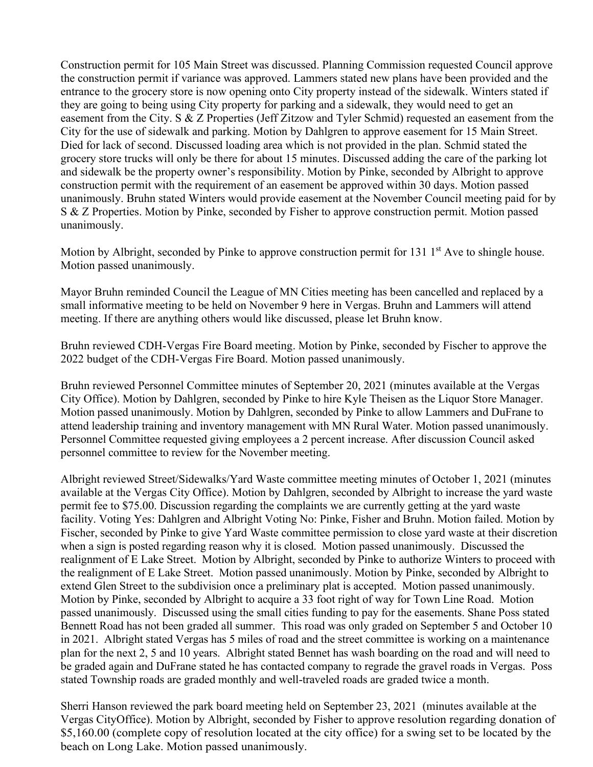Construction permit for 105 Main Street was discussed. Planning Commission requested Council approve the construction permit if variance was approved. Lammers stated new plans have been provided and the entrance to the grocery store is now opening onto City property instead of the sidewalk. Winters stated if they are going to being using City property for parking and a sidewalk, they would need to get an easement from the City. S & Z Properties (Jeff Zitzow and Tyler Schmid) requested an easement from the City for the use of sidewalk and parking. Motion by Dahlgren to approve easement for 15 Main Street. Died for lack of second. Discussed loading area which is not provided in the plan. Schmid stated the grocery store trucks will only be there for about 15 minutes. Discussed adding the care of the parking lot and sidewalk be the property owner's responsibility. Motion by Pinke, seconded by Albright to approve construction permit with the requirement of an easement be approved within 30 days. Motion passed unanimously. Bruhn stated Winters would provide easement at the November Council meeting paid for by S & Z Properties. Motion by Pinke, seconded by Fisher to approve construction permit. Motion passed unanimously.

Motion by Albright, seconded by Pinke to approve construction permit for 131 1st Ave to shingle house. Motion passed unanimously.

Mayor Bruhn reminded Council the League of MN Cities meeting has been cancelled and replaced by a small informative meeting to be held on November 9 here in Vergas. Bruhn and Lammers will attend meeting. If there are anything others would like discussed, please let Bruhn know.

Bruhn reviewed CDH-Vergas Fire Board meeting. Motion by Pinke, seconded by Fischer to approve the 2022 budget of the CDH-Vergas Fire Board. Motion passed unanimously.

Bruhn reviewed Personnel Committee minutes of September 20, 2021 (minutes available at the Vergas City Office). Motion by Dahlgren, seconded by Pinke to hire Kyle Theisen as the Liquor Store Manager. Motion passed unanimously. Motion by Dahlgren, seconded by Pinke to allow Lammers and DuFrane to attend leadership training and inventory management with MN Rural Water. Motion passed unanimously. Personnel Committee requested giving employees a 2 percent increase. After discussion Council asked personnel committee to review for the November meeting.

Albright reviewed Street/Sidewalks/Yard Waste committee meeting minutes of October 1, 2021 (minutes available at the Vergas City Office). Motion by Dahlgren, seconded by Albright to increase the yard waste permit fee to $75.00. Discussion regarding the complaints we are currently getting at the yard waste facility. Voting Yes: Dahlgren and Albright Voting No: Pinke, Fisher and Bruhn. Motion failed. Motion by Fischer, seconded by Pinke to give Yard Waste committee permission to close yard waste at their discretion when a sign is posted regarding reason why it is closed. Motion passed unanimously. Discussed the realignment of E Lake Street. Motion by Albright, seconded by Pinke to authorize Winters to proceed with the realignment of E Lake Street. Motion passed unanimously. Motion by Pinke, seconded by Albright to extend Glen Street to the subdivision once a preliminary plat is accepted. Motion passed unanimously. Motion by Pinke, seconded by Albright to acquire a 33 foot right of way for Town Line Road. Motion passed unanimously. Discussed using the small cities funding to pay for the easements. Shane Poss stated Bennett Road has not been graded all summer. This road was only graded on September 5 and October 10 in 2021. Albright stated Vergas has 5 miles of road and the street committee is working on a maintenance plan for the next 2, 5 and 10 years. Albright stated Bennet has wash boarding on the road and will need to be graded again and DuFrane stated he has contacted company to regrade the gravel roads in Vergas. Poss stated Township roads are graded monthly and well-traveled roads are graded twice a month.

Sherri Hanson reviewed the park board meeting held on September 23, 2021 (minutes available at the Vergas CityOffice). Motion by Albright, seconded by Fisher to approve resolution regarding donation of $5,160.00 (complete copy of resolution located at the city office) for a swing set to be located by the beach on Long Lake. Motion passed unanimously.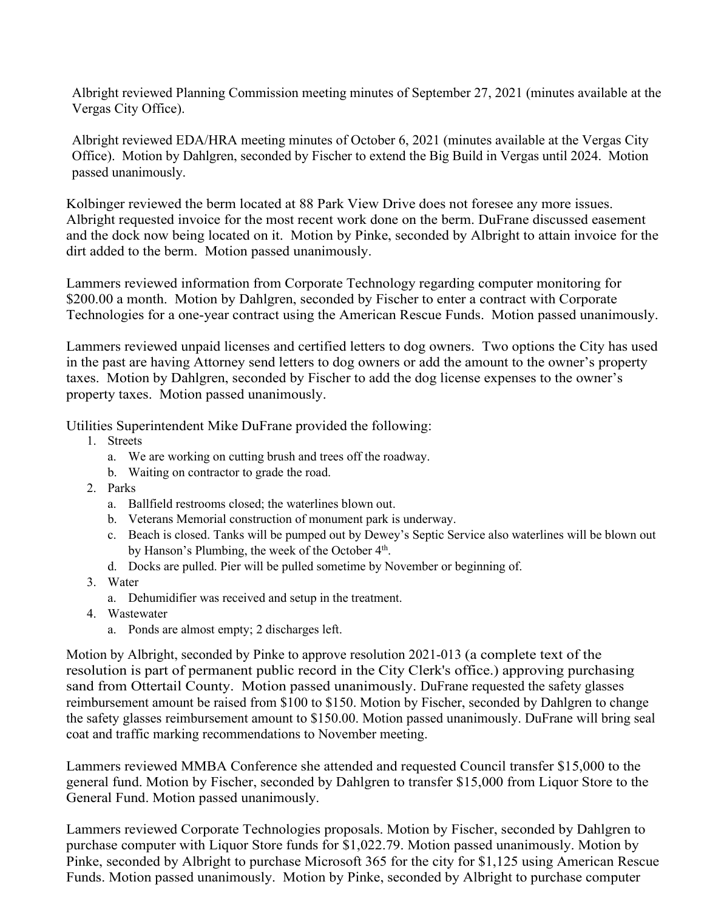Albright reviewed Planning Commission meeting minutes of September 27, 2021 (minutes available at the Vergas City Office).

Albright reviewed EDA/HRA meeting minutes of October 6, 2021 (minutes available at the Vergas City Office). Motion by Dahlgren, seconded by Fischer to extend the Big Build in Vergas until 2024. Motion passed unanimously.

Kolbinger reviewed the berm located at 88 Park View Drive does not foresee any more issues. Albright requested invoice for the most recent work done on the berm. DuFrane discussed easement and the dock now being located on it. Motion by Pinke, seconded by Albright to attain invoice for the dirt added to the berm. Motion passed unanimously.

Lammers reviewed information from Corporate Technology regarding computer monitoring for $200.00 a month. Motion by Dahlgren, seconded by Fischer to enter a contract with Corporate Technologies for a one-year contract using the American Rescue Funds. Motion passed unanimously.

Lammers reviewed unpaid licenses and certified letters to dog owners. Two options the City has used in the past are having Attorney send letters to dog owners or add the amount to the owner's property taxes. Motion by Dahlgren, seconded by Fischer to add the dog license expenses to the owner's property taxes. Motion passed unanimously.

Utilities Superintendent Mike DuFrane provided the following:

1. Streets
   a. We are working on cutting brush and trees off the roadway.
   b. Waiting on contractor to grade the road.
2. Parks
   a. Ballfield restrooms closed; the waterlines blown out.
   b. Veterans Memorial construction of monument park is underway.
   c. Beach is closed. Tanks will be pumped out by Dewey's Septic Service also waterlines will be blown out by Hanson's Plumbing, the week of the October 4th.
   d. Docks are pulled. Pier will be pulled sometime by November or beginning of.
3. Water
   a. Dehumidifier was received and setup in the treatment.
4. Wastewater
   a. Ponds are almost empty; 2 discharges left.

Motion by Albright, seconded by Pinke to approve resolution 2021-013 (a complete text of the resolution is part of permanent public record in the City Clerk's office.) approving purchasing sand from Ottertail County. Motion passed unanimously. DuFrane requested the safety glasses reimbursement amount be raised from $100 to $150. Motion by Fischer, seconded by Dahlgren to change the safety glasses reimbursement amount to $150.00. Motion passed unanimously. DuFrane will bring seal coat and traffic marking recommendations to November meeting.

Lammers reviewed MMBA Conference she attended and requested Council transfer $15,000 to the general fund. Motion by Fischer, seconded by Dahlgren to transfer $15,000 from Liquor Store to the General Fund. Motion passed unanimously.

Lammers reviewed Corporate Technologies proposals. Motion by Fischer, seconded by Dahlgren to purchase computer with Liquor Store funds for $1,022.79. Motion passed unanimously. Motion by Pinke, seconded by Albright to purchase Microsoft 365 for the city for $1,125 using American Rescue Funds. Motion passed unanimously. Motion by Pinke, seconded by Albright to purchase computer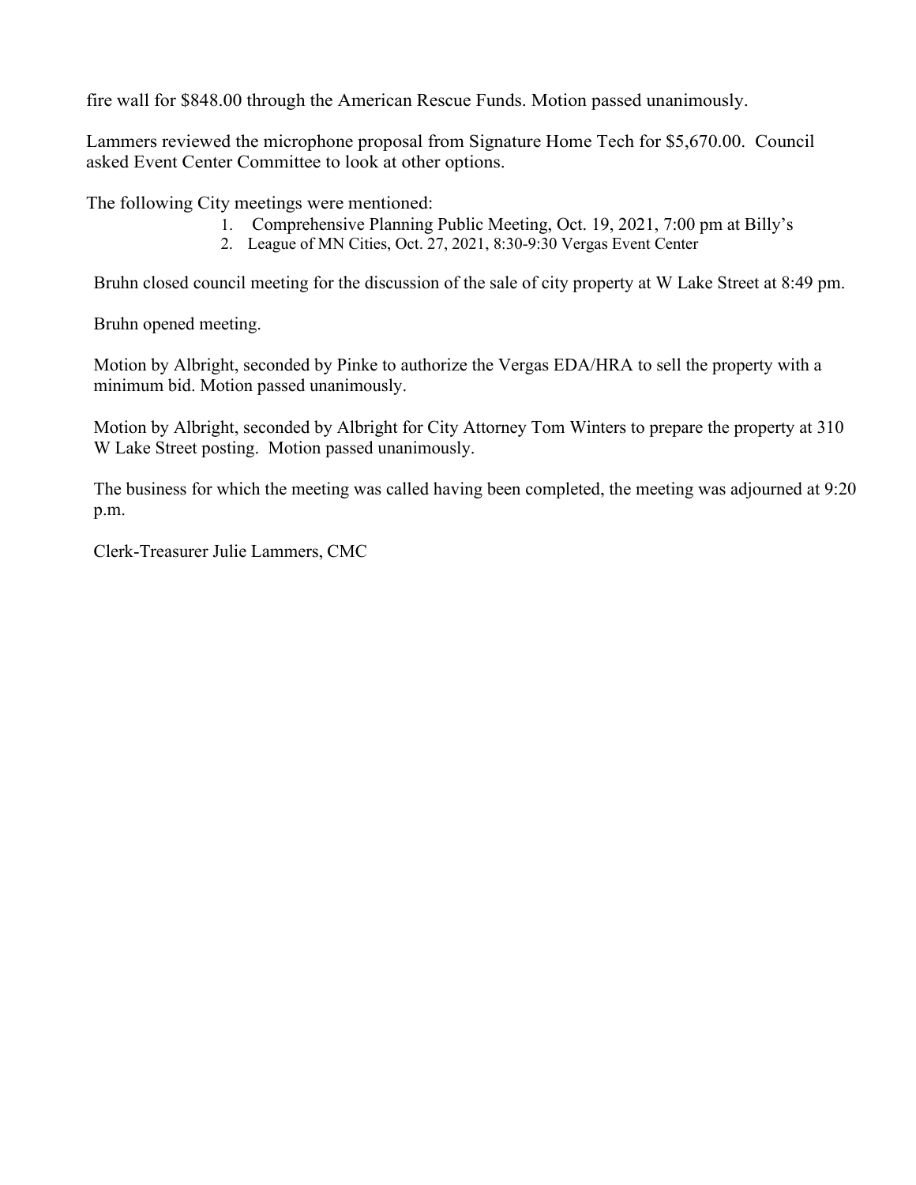fire wall for $848.00 through the American Rescue Funds. Motion passed unanimously.

Lammers reviewed the microphone proposal from Signature Home Tech for $5,670.00. Council asked Event Center Committee to look at other options.

The following City meetings were mentioned:

1. Comprehensive Planning Public Meeting, Oct. 19, 2021, 7:00 pm at Billy's
2. League of MN Cities, Oct. 27, 2021, 8:30-9:30 Vergas Event Center

Bruhn closed council meeting for the discussion of the sale of city property at W Lake Street at 8:49 pm.

Bruhn opened meeting.

Motion by Albright, seconded by Pinke to authorize the Vergas EDA/HRA to sell the property with a minimum bid. Motion passed unanimously.

Motion by Albright, seconded by Albright for City Attorney Tom Winters to prepare the property at 310 W Lake Street posting. Motion passed unanimously.

The business for which the meeting was called having been completed, the meeting was adjourned at 9:20 p.m.

Clerk-Treasurer Julie Lammers, CMC